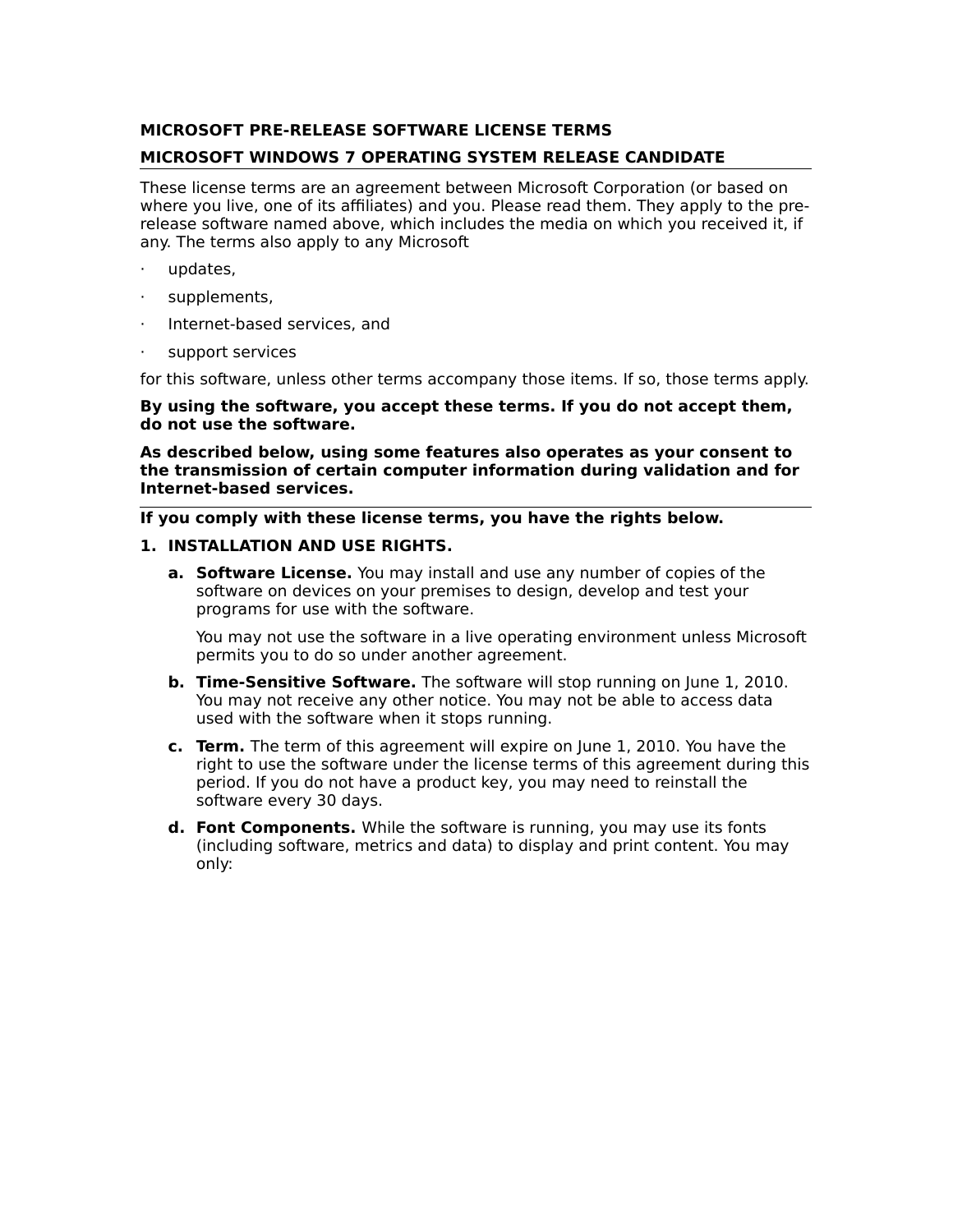**MICROSOFT PRE-RELEASE SOFTWARE LICENSE TERMS**

**MICROSOFT WINDOWS 7 OPERATING SYSTEM RELEASE CANDIDATE**

---

These license terms are an agreement between Microsoft Corporation (or based on where you live, one of its affiliates) and you. Please read them. They apply to the pre-release software named above, which includes the media on which you received it, if any. The terms also apply to any Microsoft

- updates,
- supplements,
- Internet-based services, and
- support services

for this software, unless other terms accompany those items. If so, those terms apply.

**By using the software, you accept these terms. If you do not accept them, do not use the software.**

**As described below, using some features also operates as your consent to the transmission of certain computer information during validation and for Internet-based services.**

---

**If you comply with these license terms, you have the rights below.**

1. **INSTALLATION AND USE RIGHTS.**

   a. **Software License.** You may install and use any number of copies of the software on devices on your premises to design, develop and test your programs for use with the software.

      You may not use the software in a live operating environment unless Microsoft permits you to do so under another agreement.

   b. **Time-Sensitive Software.** The software will stop running on June 1, 2010. You may not receive any other notice. You may not be able to access data used with the software when it stops running.

   c. **Term.** The term of this agreement will expire on June 1, 2010. You have the right to use the software under the license terms of this agreement during this period. If you do not have a product key, you may need to reinstall the software every 30 days.

   d. **Font Components.** While the software is running, you may use its fonts (including software, metrics and data) to display and print content. You may only: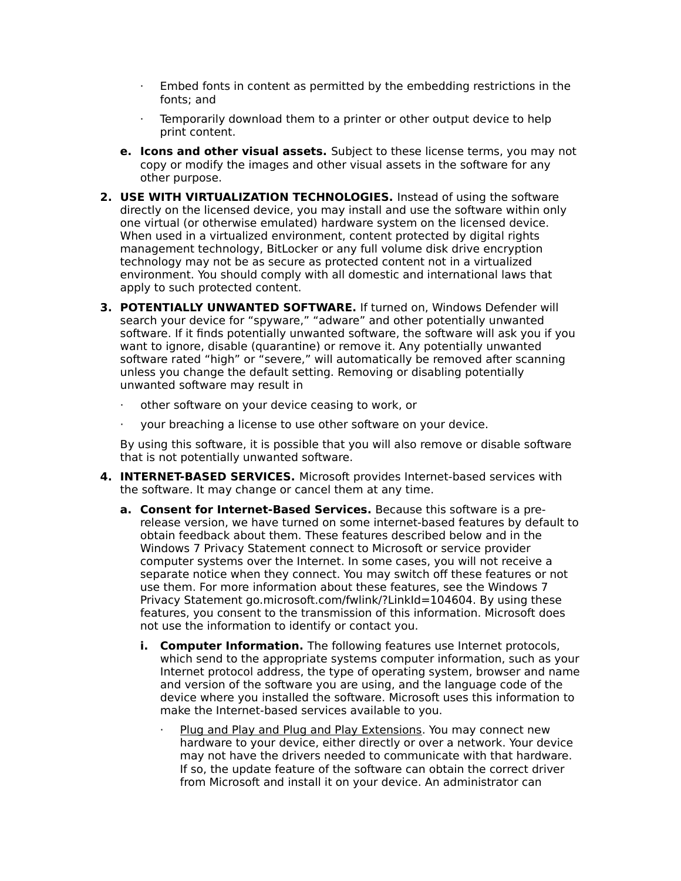- Embed fonts in content as permitted by the embedding restrictions in the fonts; and
- Temporarily download them to a printer or other output device to help print content.

e. **Icons and other visual assets.** Subject to these license terms, you may not copy or modify the images and other visual assets in the software for any other purpose.

2. **USE WITH VIRTUALIZATION TECHNOLOGIES.** Instead of using the software directly on the licensed device, you may install and use the software within only one virtual (or otherwise emulated) hardware system on the licensed device. When used in a virtualized environment, content protected by digital rights management technology, BitLocker or any full volume disk drive encryption technology may not be as secure as protected content not in a virtualized environment. You should comply with all domestic and international laws that apply to such protected content.

3. **POTENTIALLY UNWANTED SOFTWARE.** If turned on, Windows Defender will search your device for “spyware,” “adware” and other potentially unwanted software. If it finds potentially unwanted software, the software will ask you if you want to ignore, disable (quarantine) or remove it. Any potentially unwanted software rated “high” or “severe,” will automatically be removed after scanning unless you change the default setting. Removing or disabling potentially unwanted software may result in

   - other software on your device ceasing to work, or
   - your breaching a license to use other software on your device.

   By using this software, it is possible that you will also remove or disable software that is not potentially unwanted software.

4. **INTERNET-BASED SERVICES.** Microsoft provides Internet-based services with the software. It may change or cancel them at any time.

   a. **Consent for Internet-Based Services.** Because this software is a pre-release version, we have turned on some internet-based features by default to obtain feedback about them. These features described below and in the Windows 7 Privacy Statement connect to Microsoft or service provider computer systems over the Internet. In some cases, you will not receive a separate notice when they connect. You may switch off these features or not use them. For more information about these features, see the Windows 7 Privacy Statement go.microsoft.com/fwlink/?LinkId=104604. By using these features, you consent to the transmission of this information. Microsoft does not use the information to identify or contact you.

      i. **Computer Information.** The following features use Internet protocols, which send to the appropriate systems computer information, such as your Internet protocol address, the type of operating system, browser and name and version of the software you are using, and the language code of the device where you installed the software. Microsoft uses this information to make the Internet-based services available to you.

         - <u>Plug and Play and Plug and Play Extensions</u>. You may connect new hardware to your device, either directly or over a network. Your device may not have the drivers needed to communicate with that hardware. If so, the update feature of the software can obtain the correct driver from Microsoft and install it on your device. An administrator can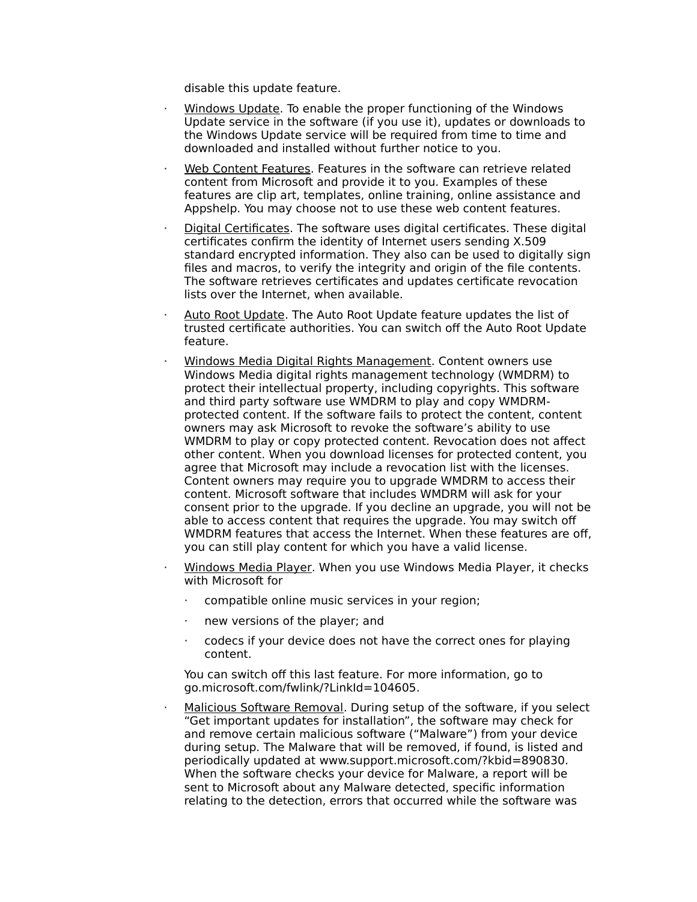disable this update feature.

- Windows Update. To enable the proper functioning of the Windows Update service in the software (if you use it), updates or downloads to the Windows Update service will be required from time to time and downloaded and installed without further notice to you.
- Web Content Features. Features in the software can retrieve related content from Microsoft and provide it to you. Examples of these features are clip art, templates, online training, online assistance and Appshelp. You may choose not to use these web content features.
- Digital Certificates. The software uses digital certificates. These digital certificates confirm the identity of Internet users sending X.509 standard encrypted information. They also can be used to digitally sign files and macros, to verify the integrity and origin of the file contents. The software retrieves certificates and updates certificate revocation lists over the Internet, when available.
- Auto Root Update. The Auto Root Update feature updates the list of trusted certificate authorities. You can switch off the Auto Root Update feature.
- Windows Media Digital Rights Management. Content owners use Windows Media digital rights management technology (WMDRM) to protect their intellectual property, including copyrights. This software and third party software use WMDRM to play and copy WMDRM-protected content. If the software fails to protect the content, content owners may ask Microsoft to revoke the software's ability to use WMDRM to play or copy protected content. Revocation does not affect other content. When you download licenses for protected content, you agree that Microsoft may include a revocation list with the licenses. Content owners may require you to upgrade WMDRM to access their content. Microsoft software that includes WMDRM will ask for your consent prior to the upgrade. If you decline an upgrade, you will not be able to access content that requires the upgrade. You may switch off WMDRM features that access the Internet. When these features are off, you can still play content for which you have a valid license.
- Windows Media Player. When you use Windows Media Player, it checks with Microsoft for
  - compatible online music services in your region;
  - new versions of the player; and
  - codecs if your device does not have the correct ones for playing content.

  You can switch off this last feature. For more information, go to go.microsoft.com/fwlink/?LinkId=104605.
- Malicious Software Removal. During setup of the software, if you select "Get important updates for installation", the software may check for and remove certain malicious software ("Malware") from your device during setup. The Malware that will be removed, if found, is listed and periodically updated at www.support.microsoft.com/?kbid=890830. When the software checks your device for Malware, a report will be sent to Microsoft about any Malware detected, specific information relating to the detection, errors that occurred while the software was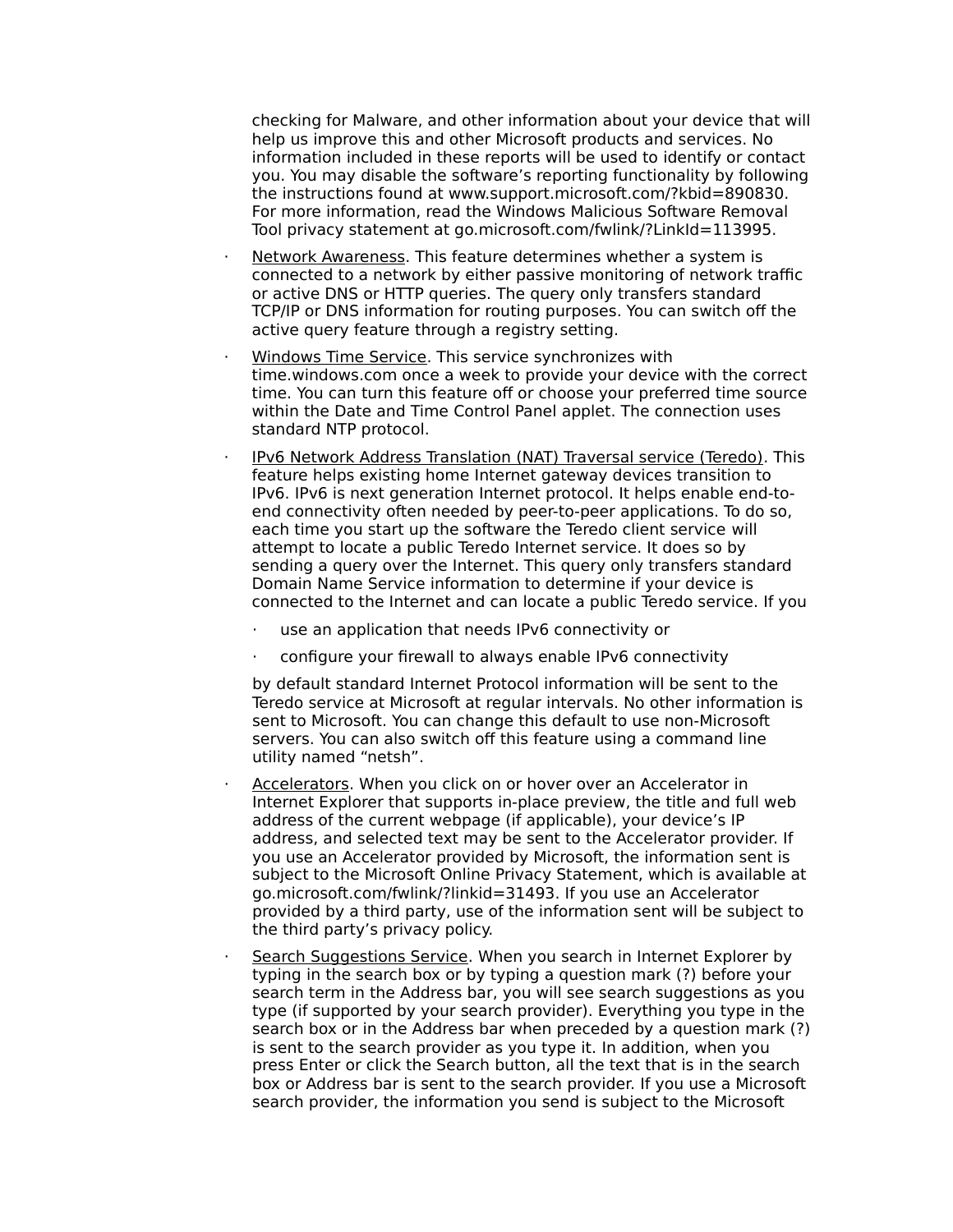checking for Malware, and other information about your device that will help us improve this and other Microsoft products and services. No information included in these reports will be used to identify or contact you. You may disable the software's reporting functionality by following the instructions found at www.support.microsoft.com/?kbid=890830. For more information, read the Windows Malicious Software Removal Tool privacy statement at go.microsoft.com/fwlink/?LinkId=113995.

- <u>Network Awareness</u>. This feature determines whether a system is connected to a network by either passive monitoring of network traffic or active DNS or HTTP queries. The query only transfers standard TCP/IP or DNS information for routing purposes. You can switch off the active query feature through a registry setting.

- <u>Windows Time Service</u>. This service synchronizes with time.windows.com once a week to provide your device with the correct time. You can turn this feature off or choose your preferred time source within the Date and Time Control Panel applet. The connection uses standard NTP protocol.

- <u>IPv6 Network Address Translation (NAT) Traversal service (Teredo)</u>. This feature helps existing home Internet gateway devices transition to IPv6. IPv6 is next generation Internet protocol. It helps enable end-to-end connectivity often needed by peer-to-peer applications. To do so, each time you start up the software the Teredo client service will attempt to locate a public Teredo Internet service. It does so by sending a query over the Internet. This query only transfers standard Domain Name Service information to determine if your device is connected to the Internet and can locate a public Teredo service. If you

    - use an application that needs IPv6 connectivity or

    - configure your firewall to always enable IPv6 connectivity

  by default standard Internet Protocol information will be sent to the Teredo service at Microsoft at regular intervals. No other information is sent to Microsoft. You can change this default to use non-Microsoft servers. You can also switch off this feature using a command line utility named "netsh".

- <u>Accelerators</u>. When you click on or hover over an Accelerator in Internet Explorer that supports in-place preview, the title and full web address of the current webpage (if applicable), your device's IP address, and selected text may be sent to the Accelerator provider. If you use an Accelerator provided by Microsoft, the information sent is subject to the Microsoft Online Privacy Statement, which is available at go.microsoft.com/fwlink/?linkid=31493. If you use an Accelerator provided by a third party, use of the information sent will be subject to the third party's privacy policy.

- <u>Search Suggestions Service</u>. When you search in Internet Explorer by typing in the search box or by typing a question mark (?) before your search term in the Address bar, you will see search suggestions as you type (if supported by your search provider). Everything you type in the search box or in the Address bar when preceded by a question mark (?) is sent to the search provider as you type it. In addition, when you press Enter or click the Search button, all the text that is in the search box or Address bar is sent to the search provider. If you use a Microsoft search provider, the information you send is subject to the Microsoft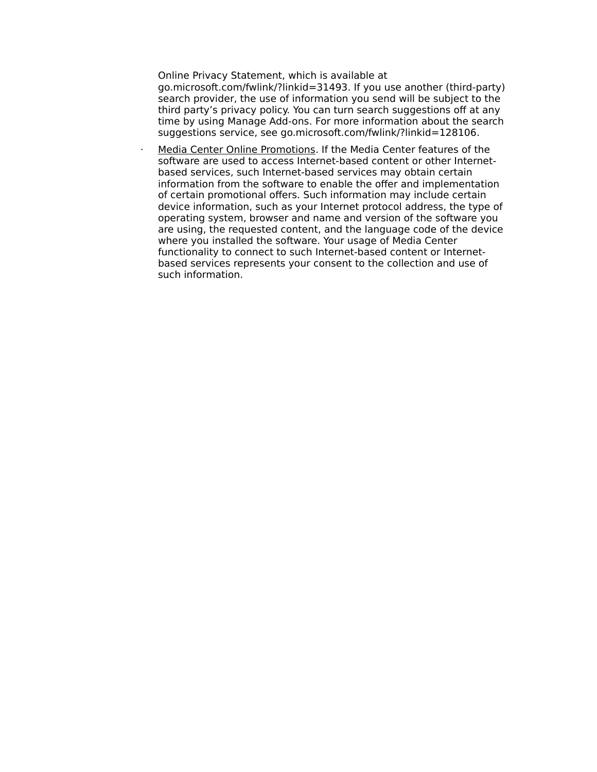Online Privacy Statement, which is available at go.microsoft.com/fwlink/?linkid=31493. If you use another (third-party) search provider, the use of information you send will be subject to the third party's privacy policy. You can turn search suggestions off at any time by using Manage Add-ons. For more information about the search suggestions service, see go.microsoft.com/fwlink/?linkid=128106.

- Media Center Online Promotions. If the Media Center features of the software are used to access Internet-based content or other Internet-based services, such Internet-based services may obtain certain information from the software to enable the offer and implementation of certain promotional offers. Such information may include certain device information, such as your Internet protocol address, the type of operating system, browser and name and version of the software you are using, the requested content, and the language code of the device where you installed the software. Your usage of Media Center functionality to connect to such Internet-based content or Internet-based services represents your consent to the collection and use of such information.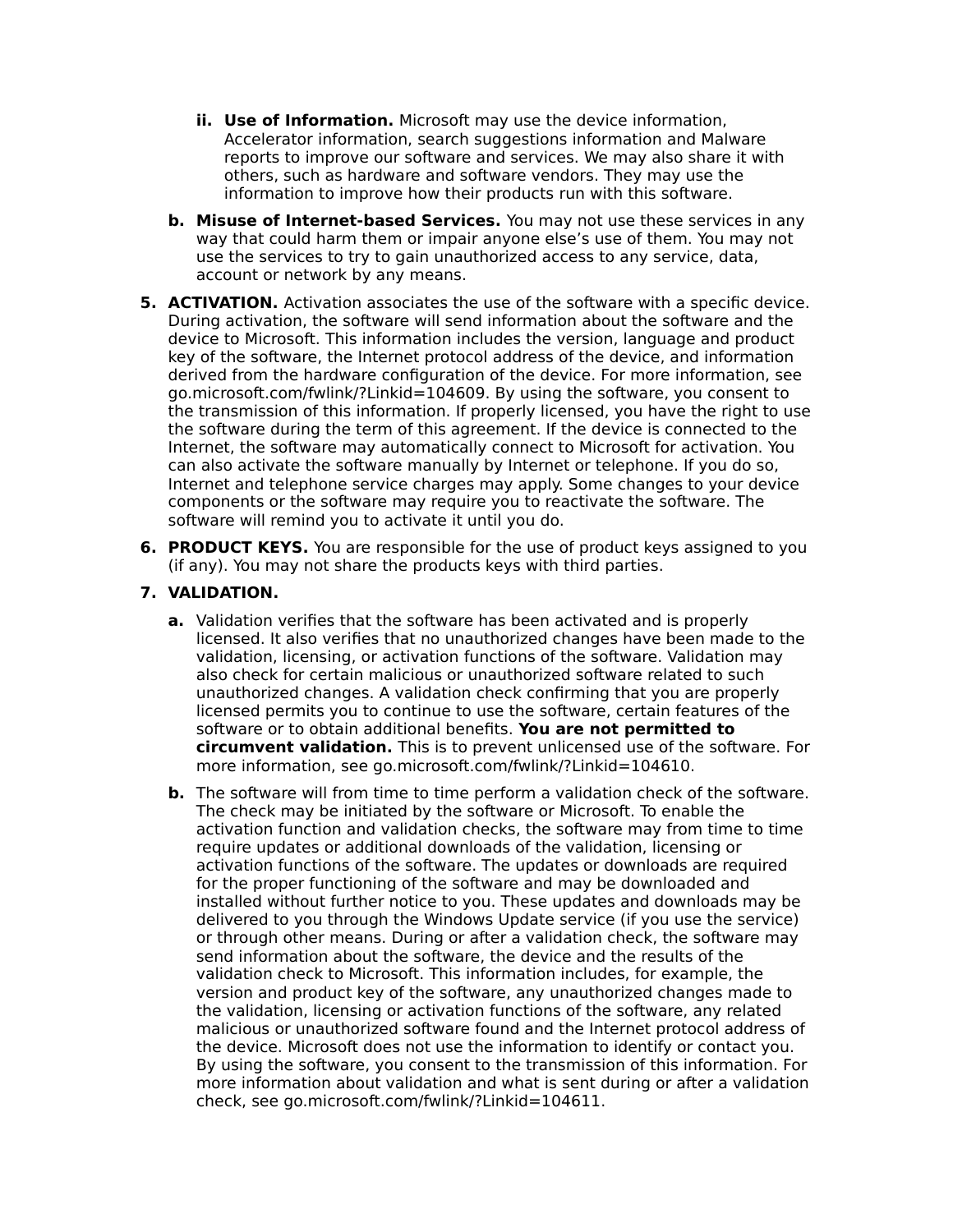ii. **Use of Information.** Microsoft may use the device information, Accelerator information, search suggestions information and Malware reports to improve our software and services. We may also share it with others, such as hardware and software vendors. They may use the information to improve how their products run with this software.

b. **Misuse of Internet-based Services.** You may not use these services in any way that could harm them or impair anyone else's use of them. You may not use the services to try to gain unauthorized access to any service, data, account or network by any means.

5. **ACTIVATION.** Activation associates the use of the software with a specific device. During activation, the software will send information about the software and the device to Microsoft. This information includes the version, language and product key of the software, the Internet protocol address of the device, and information derived from the hardware configuration of the device. For more information, see go.microsoft.com/fwlink/?Linkid=104609. By using the software, you consent to the transmission of this information. If properly licensed, you have the right to use the software during the term of this agreement. If the device is connected to the Internet, the software may automatically connect to Microsoft for activation. You can also activate the software manually by Internet or telephone. If you do so, Internet and telephone service charges may apply. Some changes to your device components or the software may require you to reactivate the software. The software will remind you to activate it until you do.

6. **PRODUCT KEYS.** You are responsible for the use of product keys assigned to you (if any). You may not share the products keys with third parties.

7. **VALIDATION.**

   a. Validation verifies that the software has been activated and is properly licensed. It also verifies that no unauthorized changes have been made to the validation, licensing, or activation functions of the software. Validation may also check for certain malicious or unauthorized software related to such unauthorized changes. A validation check confirming that you are properly licensed permits you to continue to use the software, certain features of the software or to obtain additional benefits. **You are not permitted to circumvent validation.** This is to prevent unlicensed use of the software. For more information, see go.microsoft.com/fwlink/?Linkid=104610.

   b. The software will from time to time perform a validation check of the software. The check may be initiated by the software or Microsoft. To enable the activation function and validation checks, the software may from time to time require updates or additional downloads of the validation, licensing or activation functions of the software. The updates or downloads are required for the proper functioning of the software and may be downloaded and installed without further notice to you. These updates and downloads may be delivered to you through the Windows Update service (if you use the service) or through other means. During or after a validation check, the software may send information about the software, the device and the results of the validation check to Microsoft. This information includes, for example, the version and product key of the software, any unauthorized changes made to the validation, licensing or activation functions of the software, any related malicious or unauthorized software found and the Internet protocol address of the device. Microsoft does not use the information to identify or contact you. By using the software, you consent to the transmission of this information. For more information about validation and what is sent during or after a validation check, see go.microsoft.com/fwlink/?Linkid=104611.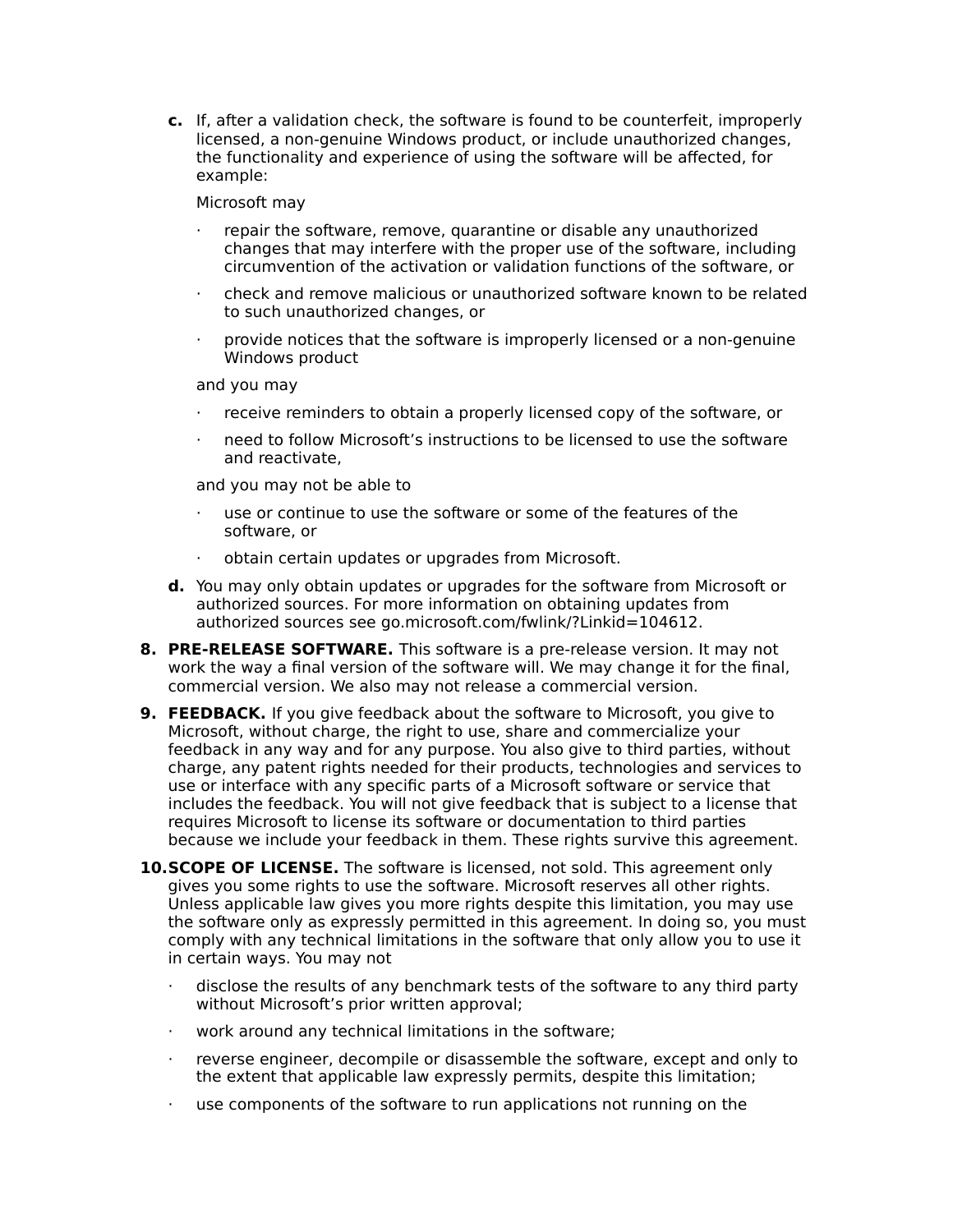c. If, after a validation check, the software is found to be counterfeit, improperly licensed, a non-genuine Windows product, or include unauthorized changes, the functionality and experience of using the software will be affected, for example:

   Microsoft may

   - repair the software, remove, quarantine or disable any unauthorized changes that may interfere with the proper use of the software, including circumvention of the activation or validation functions of the software, or
   - check and remove malicious or unauthorized software known to be related to such unauthorized changes, or
   - provide notices that the software is improperly licensed or a non-genuine Windows product

   and you may

   - receive reminders to obtain a properly licensed copy of the software, or
   - need to follow Microsoft's instructions to be licensed to use the software and reactivate,

   and you may not be able to

   - use or continue to use the software or some of the features of the software, or
   - obtain certain updates or upgrades from Microsoft.

d. You may only obtain updates or upgrades for the software from Microsoft or authorized sources. For more information on obtaining updates from authorized sources see go.microsoft.com/fwlink/?Linkid=104612.

8. **PRE-RELEASE SOFTWARE.** This software is a pre-release version. It may not work the way a final version of the software will. We may change it for the final, commercial version. We also may not release a commercial version.

9. **FEEDBACK.** If you give feedback about the software to Microsoft, you give to Microsoft, without charge, the right to use, share and commercialize your feedback in any way and for any purpose. You also give to third parties, without charge, any patent rights needed for their products, technologies and services to use or interface with any specific parts of a Microsoft software or service that includes the feedback. You will not give feedback that is subject to a license that requires Microsoft to license its software or documentation to third parties because we include your feedback in them. These rights survive this agreement.

10. **SCOPE OF LICENSE.** The software is licensed, not sold. This agreement only gives you some rights to use the software. Microsoft reserves all other rights. Unless applicable law gives you more rights despite this limitation, you may use the software only as expressly permitted in this agreement. In doing so, you must comply with any technical limitations in the software that only allow you to use it in certain ways. You may not

    - disclose the results of any benchmark tests of the software to any third party without Microsoft's prior written approval;
    - work around any technical limitations in the software;
    - reverse engineer, decompile or disassemble the software, except and only to the extent that applicable law expressly permits, despite this limitation;
    - use components of the software to run applications not running on the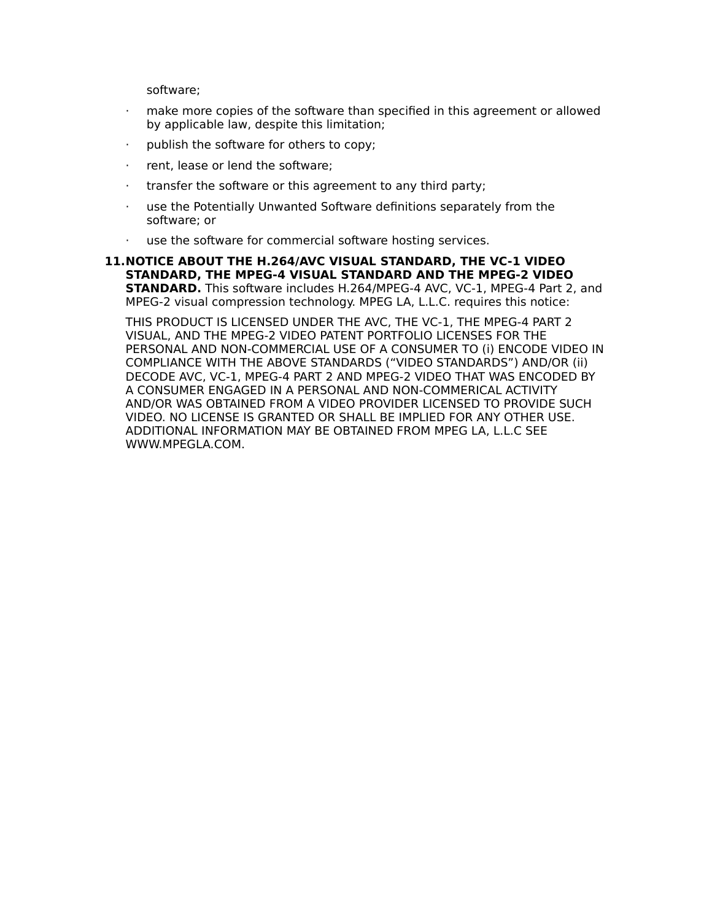software;

- make more copies of the software than specified in this agreement or allowed by applicable law, despite this limitation;
- publish the software for others to copy;
- rent, lease or lend the software;
- transfer the software or this agreement to any third party;
- use the Potentially Unwanted Software definitions separately from the software; or
- use the software for commercial software hosting services.

11. **NOTICE ABOUT THE H.264/AVC VISUAL STANDARD, THE VC-1 VIDEO STANDARD, THE MPEG-4 VISUAL STANDARD AND THE MPEG-2 VIDEO STANDARD.** This software includes H.264/MPEG-4 AVC, VC-1, MPEG-4 Part 2, and MPEG-2 visual compression technology. MPEG LA, L.L.C. requires this notice:

    THIS PRODUCT IS LICENSED UNDER THE AVC, THE VC-1, THE MPEG-4 PART 2 VISUAL, AND THE MPEG-2 VIDEO PATENT PORTFOLIO LICENSES FOR THE PERSONAL AND NON-COMMERCIAL USE OF A CONSUMER TO (i) ENCODE VIDEO IN COMPLIANCE WITH THE ABOVE STANDARDS (“VIDEO STANDARDS”) AND/OR (ii) DECODE AVC, VC-1, MPEG-4 PART 2 AND MPEG-2 VIDEO THAT WAS ENCODED BY A CONSUMER ENGAGED IN A PERSONAL AND NON-COMMERICAL ACTIVITY AND/OR WAS OBTAINED FROM A VIDEO PROVIDER LICENSED TO PROVIDE SUCH VIDEO. NO LICENSE IS GRANTED OR SHALL BE IMPLIED FOR ANY OTHER USE. ADDITIONAL INFORMATION MAY BE OBTAINED FROM MPEG LA, L.L.C SEE WWW.MPEGLA.COM.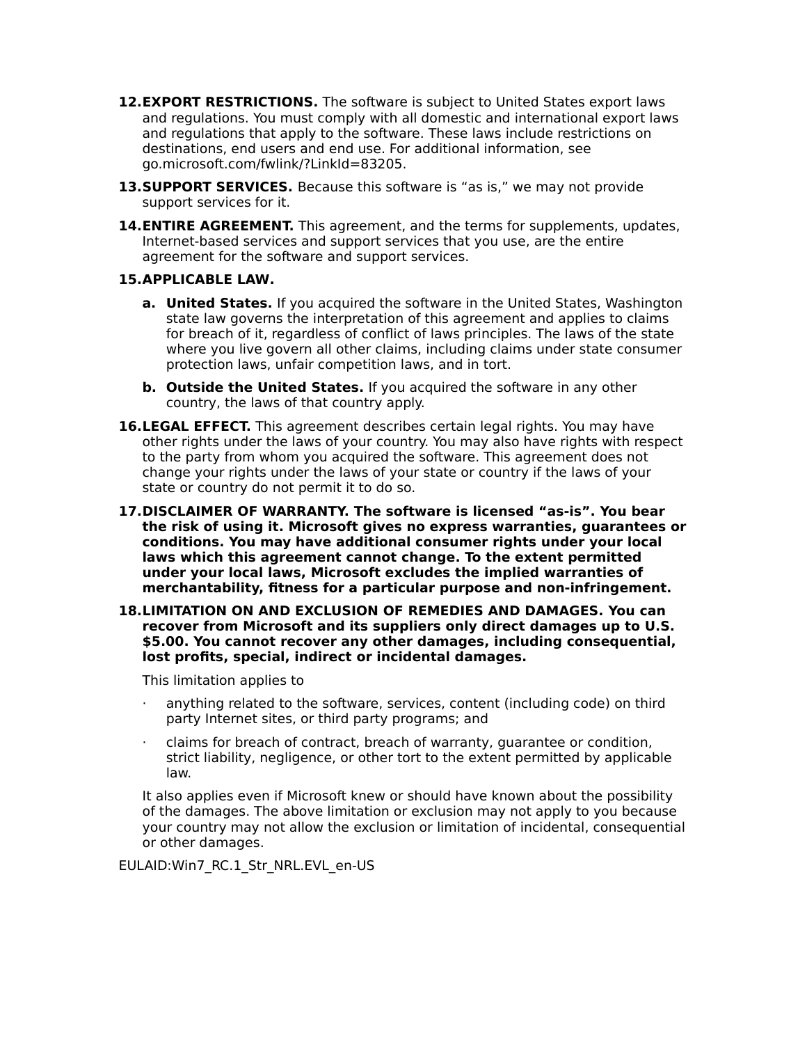12. **EXPORT RESTRICTIONS.** The software is subject to United States export laws and regulations. You must comply with all domestic and international export laws and regulations that apply to the software. These laws include restrictions on destinations, end users and end use. For additional information, see go.microsoft.com/fwlink/?LinkId=83205.

13. **SUPPORT SERVICES.** Because this software is "as is," we may not provide support services for it.

14. **ENTIRE AGREEMENT.** This agreement, and the terms for supplements, updates, Internet-based services and support services that you use, are the entire agreement for the software and support services.

15. **APPLICABLE LAW.**

    a. **United States.** If you acquired the software in the United States, Washington state law governs the interpretation of this agreement and applies to claims for breach of it, regardless of conflict of laws principles. The laws of the state where you live govern all other claims, including claims under state consumer protection laws, unfair competition laws, and in tort.

    b. **Outside the United States.** If you acquired the software in any other country, the laws of that country apply.

16. **LEGAL EFFECT.** This agreement describes certain legal rights. You may have other rights under the laws of your country. You may also have rights with respect to the party from whom you acquired the software. This agreement does not change your rights under the laws of your state or country if the laws of your state or country do not permit it to do so.

17. **DISCLAIMER OF WARRANTY. The software is licensed "as-is". You bear the risk of using it. Microsoft gives no express warranties, guarantees or conditions. You may have additional consumer rights under your local laws which this agreement cannot change. To the extent permitted under your local laws, Microsoft excludes the implied warranties of merchantability, fitness for a particular purpose and non-infringement.**

18. **LIMITATION ON AND EXCLUSION OF REMEDIES AND DAMAGES. You can recover from Microsoft and its suppliers only direct damages up to U.S. $5.00. You cannot recover any other damages, including consequential, lost profits, special, indirect or incidental damages.**

    This limitation applies to

    - anything related to the software, services, content (including code) on third party Internet sites, or third party programs; and
    - claims for breach of contract, breach of warranty, guarantee or condition, strict liability, negligence, or other tort to the extent permitted by applicable law.

    It also applies even if Microsoft knew or should have known about the possibility of the damages. The above limitation or exclusion may not apply to you because your country may not allow the exclusion or limitation of incidental, consequential or other damages.

EULAID:Win7_RC.1_Str_NRL.EVL_en-US